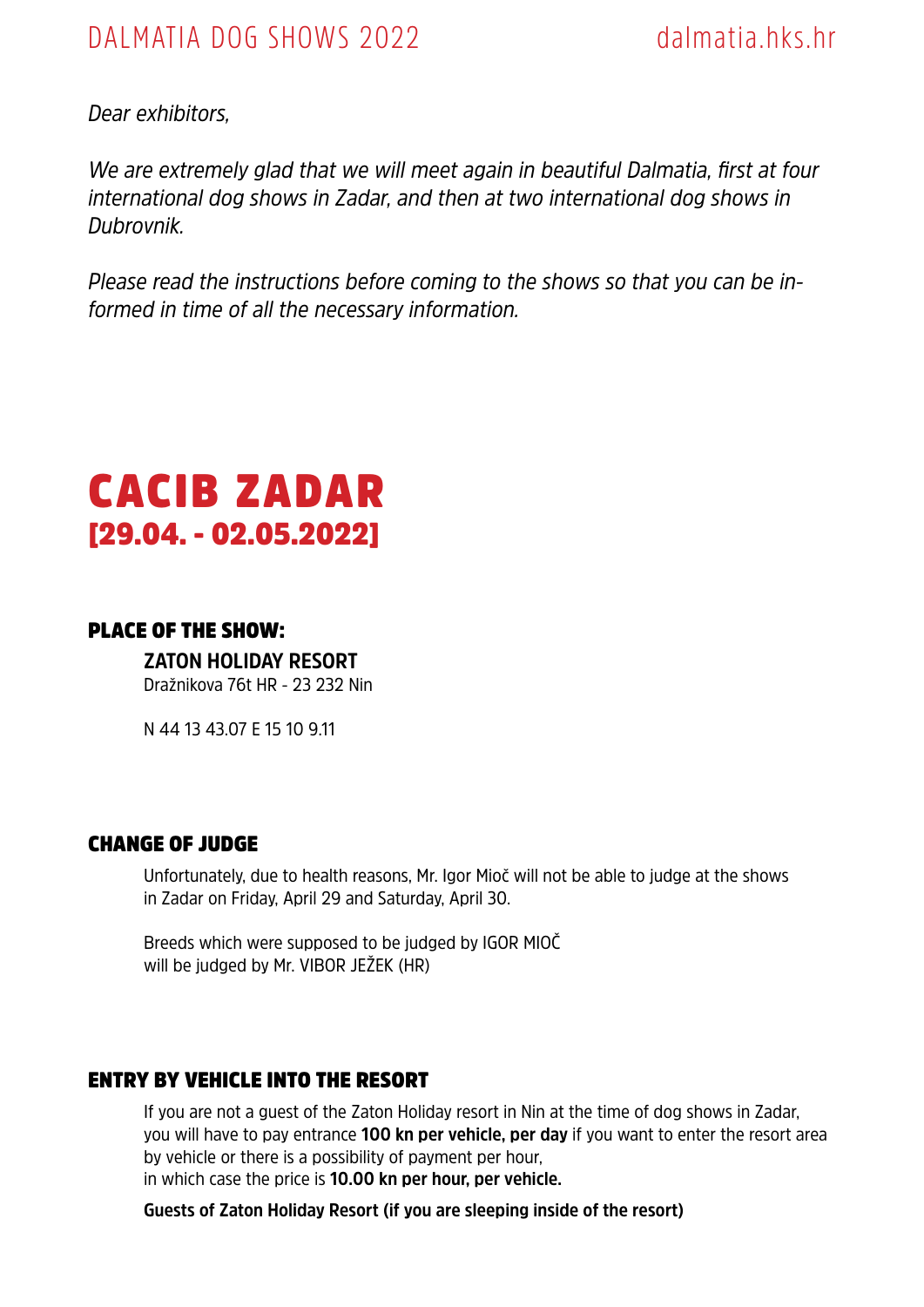*Dear exhibitors,*

*We are extremely glad that we will meet again in beautiful Dalmatia, first at four international dog shows in Zadar, and then at two international dog shows in Dubrovnik.*

*Please read the instructions before coming to the shows so that you can be informed in time of all the necessary information.*

# CACIB ZADAR
## [29.04. - 02.05.2022]

### PLACE OF THE SHOW:

**ZATON HOLIDAY RESORT**
Dražnikova 76t HR - 23 232 Nin

N 44 13 43.07 E 15 10 9.11

### CHANGE OF JUDGE

Unfortunately, due to health reasons, Mr. Igor Mioč will not be able to judge at the shows in Zadar on Friday, April 29 and Saturday, April 30.

Breeds which were supposed to be judged by IGOR MIOČ
will be judged by Mr. VIBOR JEŽEK (HR)

### ENTRY BY VEHICLE INTO THE RESORT

If you are not a guest of the Zaton Holiday resort in Nin at the time of dog shows in Zadar, you will have to pay entrance **100 kn per vehicle, per day** if you want to enter the resort area by vehicle or there is a possibility of payment per hour,
in which case the price is **10.00 kn per hour, per vehicle.**

**Guests of Zaton Holiday Resort (if you are sleeping inside of the resort)**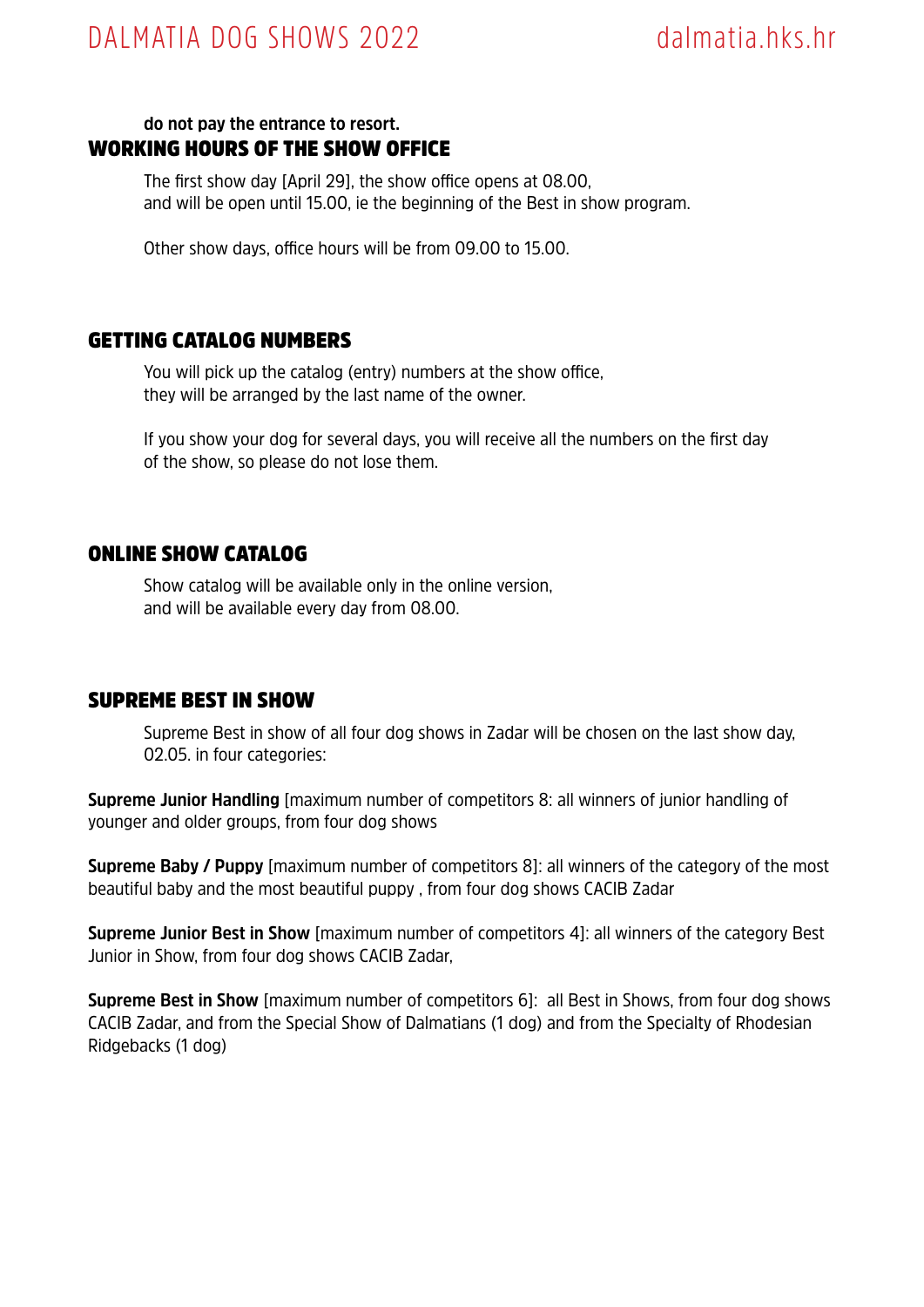**do not pay the entrance to resort.**

## WORKING HOURS OF THE SHOW OFFICE

The first show day [April 29], the show office opens at 08.00,
and will be open until 15.00, ie the beginning of the Best in show program.

Other show days, office hours will be from 09.00 to 15.00.

## GETTING CATALOG NUMBERS

You will pick up the catalog (entry) numbers at the show office,
they will be arranged by the last name of the owner.

If you show your dog for several days, you will receive all the numbers on the first day of the show, so please do not lose them.

## ONLINE SHOW CATALOG

Show catalog will be available only in the online version,
and will be available every day from 08.00.

## SUPREME BEST IN SHOW

Supreme Best in show of all four dog shows in Zadar will be chosen on the last show day, 02.05. in four categories:

**Supreme Junior Handling** [maximum number of competitors 8: all winners of junior handling of younger and older groups, from four dog shows

**Supreme Baby / Puppy** [maximum number of competitors 8]: all winners of the category of the most beautiful baby and the most beautiful puppy , from four dog shows CACIB Zadar

**Supreme Junior Best in Show** [maximum number of competitors 4]: all winners of the category Best Junior in Show, from four dog shows CACIB Zadar,

**Supreme Best in Show** [maximum number of competitors 6]: all Best in Shows, from four dog shows CACIB Zadar, and from the Special Show of Dalmatians (1 dog) and from the Specialty of Rhodesian Ridgebacks (1 dog)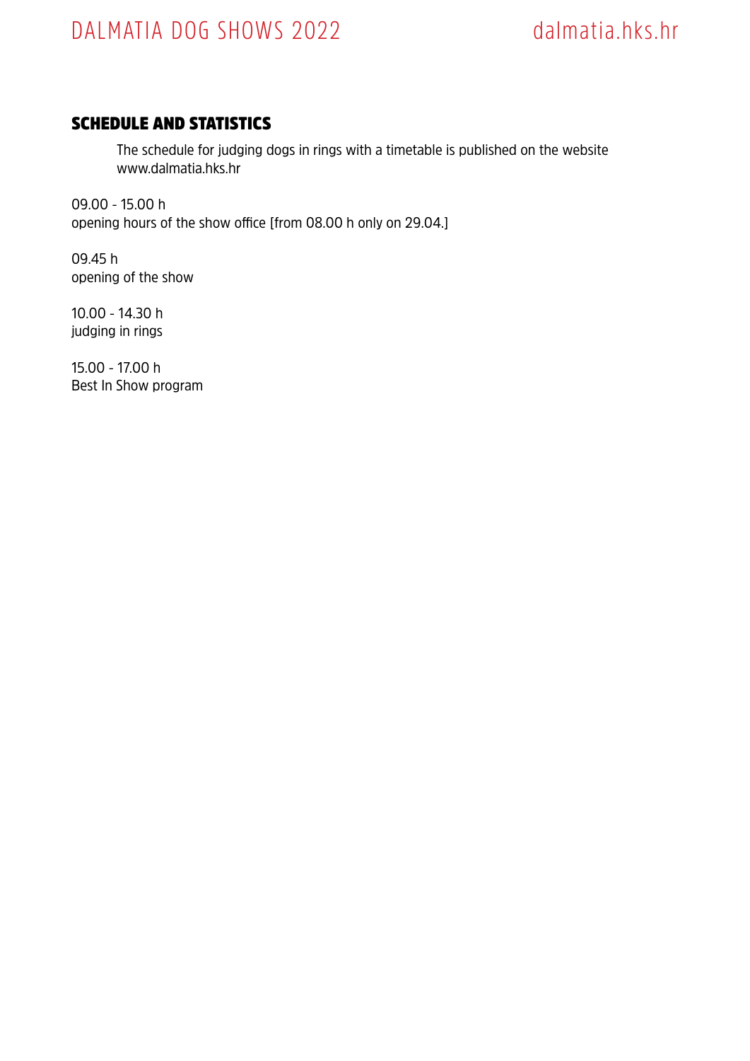## SCHEDULE AND STATISTICS

The schedule for judging dogs in rings with a timetable is published on the website www.dalmatia.hks.hr

09.00 - 15.00 h
opening hours of the show office [from 08.00 h only on 29.04.]

09.45 h
opening of the show

10.00 - 14.30 h
judging in rings

15.00 - 17.00 h
Best In Show program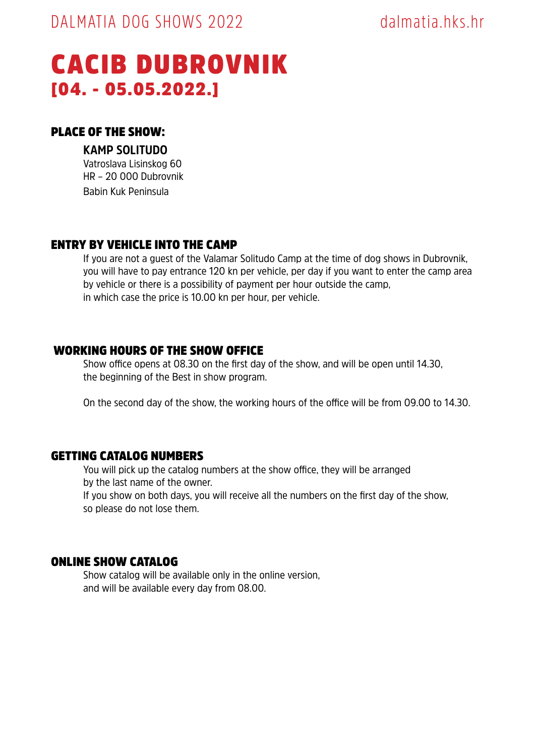# CACIB DUBROVNIK
## [04. - 05.05.2022.]

### PLACE OF THE SHOW:

**KAMP SOLITUDO**
Vatroslava Lisinskog 60
HR – 20 000 Dubrovnik
Babin Kuk Peninsula

### ENTRY BY VEHICLE INTO THE CAMP

If you are not a guest of the Valamar Solitudo Camp at the time of dog shows in Dubrovnik, you will have to pay entrance 120 kn per vehicle, per day if you want to enter the camp area by vehicle or there is a possibility of payment per hour outside the camp, in which case the price is 10.00 kn per hour, per vehicle.

### WORKING HOURS OF THE SHOW OFFICE

Show office opens at 08.30 on the first day of the show, and will be open until 14.30, the beginning of the Best in show program.

On the second day of the show, the working hours of the office will be from 09.00 to 14.30.

### GETTING CATALOG NUMBERS

You will pick up the catalog numbers at the show office, they will be arranged by the last name of the owner.
If you show on both days, you will receive all the numbers on the first day of the show, so please do not lose them.

### ONLINE SHOW CATALOG

Show catalog will be available only in the online version, and will be available every day from 08.00.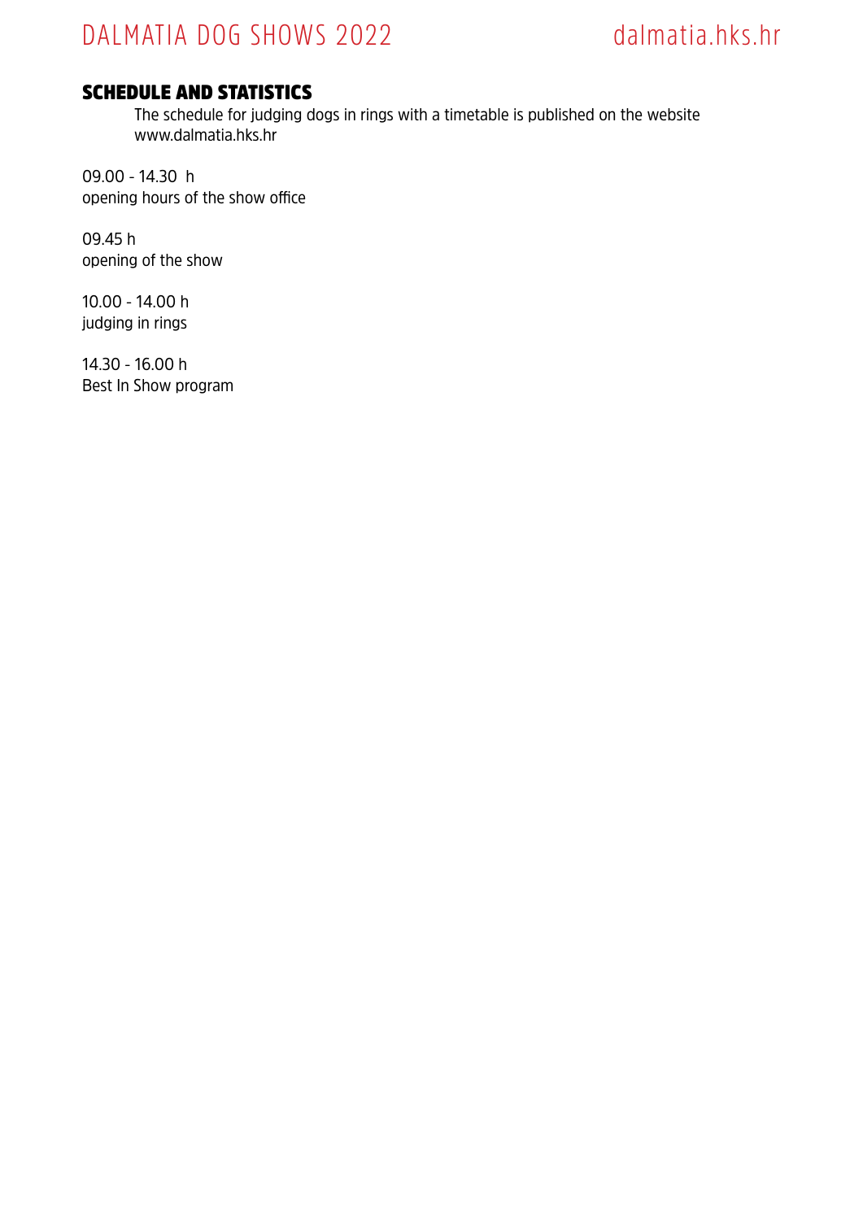## SCHEDULE AND STATISTICS

The schedule for judging dogs in rings with a timetable is published on the website www.dalmatia.hks.hr

09.00 - 14.30 h
opening hours of the show office

09.45 h
opening of the show

10.00 - 14.00 h
judging in rings

14.30 - 16.00 h
Best In Show program